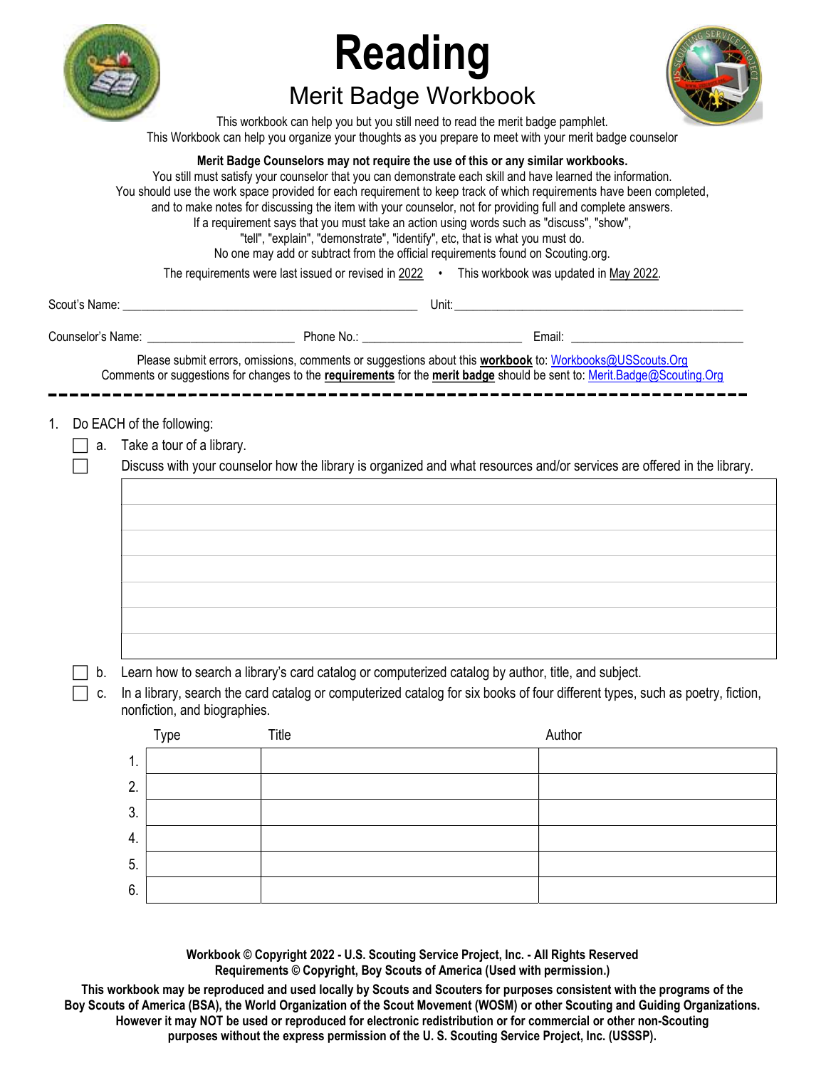# Reading

## Merit Badge Workbook

This workbook can help you but you still need to read the merit badge pamphlet.
This Workbook can help you organize your thoughts as you prepare to meet with your merit badge counselor

**Merit Badge Counselors may not require the use of this or any similar workbooks.**
You still must satisfy your counselor that you can demonstrate each skill and have learned the information.
You should use the work space provided for each requirement to keep track of which requirements have been completed, and to make notes for discussing the item with your counselor, not for providing full and complete answers.
If a requirement says that you must take an action using words such as "discuss", "show", "tell", "explain", "demonstrate", "identify", etc, that is what you must do.
No one may add or subtract from the official requirements found on Scouting.org.

The requirements were last issued or revised in 2022 • This workbook was updated in May 2022.

Scout's Name: ________________________________ Unit: ________________________________

Counselor's Name: __________________ Phone No.: ____________________ Email: ____________________

Please submit errors, omissions, comments or suggestions about this **workbook** to: Workbooks@USScouts.Org
Comments or suggestions for changes to the **requirements** for the **merit badge** should be sent to: Merit.Badge@Scouting.Org

---

1. Do EACH of the following:
   - ☐ a. Take a tour of a library.
   - ☐ Discuss with your counselor how the library is organized and what resources and/or services are offered in the library.
   - ☐ b. Learn how to search a library's card catalog or computerized catalog by author, title, and subject.
   - ☐ c. In a library, search the card catalog or computerized catalog for six books of four different types, such as poetry, fiction, nonfiction, and biographies.

| | Type | Title | Author |
|---|---|---|---|
| 1. | | | |
| 2. | | | |
| 3. | | | |
| 4. | | | |
| 5. | | | |
| 6. | | | |

**Workbook © Copyright 2022 - U.S. Scouting Service Project, Inc. - All Rights Reserved**
**Requirements © Copyright, Boy Scouts of America (Used with permission.)**

**This workbook may be reproduced and used locally by Scouts and Scouters for purposes consistent with the programs of the Boy Scouts of America (BSA), the World Organization of the Scout Movement (WOSM) or other Scouting and Guiding Organizations. However it may NOT be used or reproduced for electronic redistribution or for commercial or other non-Scouting purposes without the express permission of the U. S. Scouting Service Project, Inc. (USSSP).**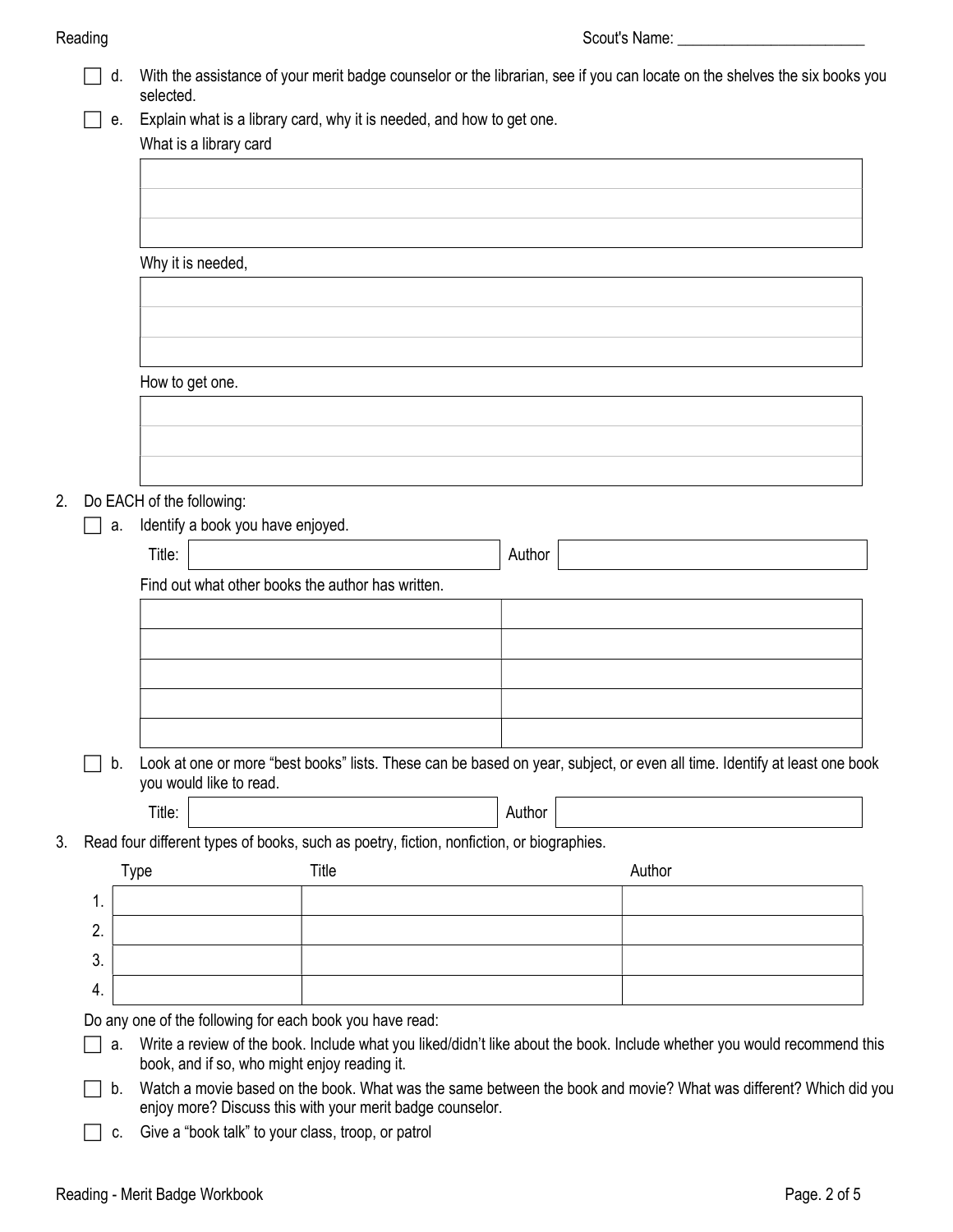Scout's Name: ________________________

- [ ] d. With the assistance of your merit badge counselor or the librarian, see if you can locate on the shelves the six books you selected.
- [ ] e. Explain what is a library card, why it is needed, and how to get one.

What is a library card

| |
|---|
| |
| |
| |

Why it is needed,

| |
|---|
| |
| |
| |

How to get one.

| |
|---|
| |
| |
| |

2. Do EACH of the following:

- [ ] a. Identify a book you have enjoyed.

| Title: | | Author | |
|---|---|---|---|

Find out what other books the author has written.

| | |
|---|---|
| | |
| | |
| | |
| | |
| | |

- [ ] b. Look at one or more "best books" lists. These can be based on year, subject, or even all time. Identify at least one book you would like to read.

| Title: | | Author | |
|---|---|---|---|

3. Read four different types of books, such as poetry, fiction, nonfiction, or biographies.

| | Type | Title | Author |
|---|---|---|---|
| 1. | | | |
| 2. | | | |
| 3. | | | |
| 4. | | | |

Do any one of the following for each book you have read:

- [ ] a. Write a review of the book. Include what you liked/didn't like about the book. Include whether you would recommend this book, and if so, who might enjoy reading it.
- [ ] b. Watch a movie based on the book. What was the same between the book and movie? What was different? Which did you enjoy more? Discuss this with your merit badge counselor.
- [ ] c. Give a "book talk" to your class, troop, or patrol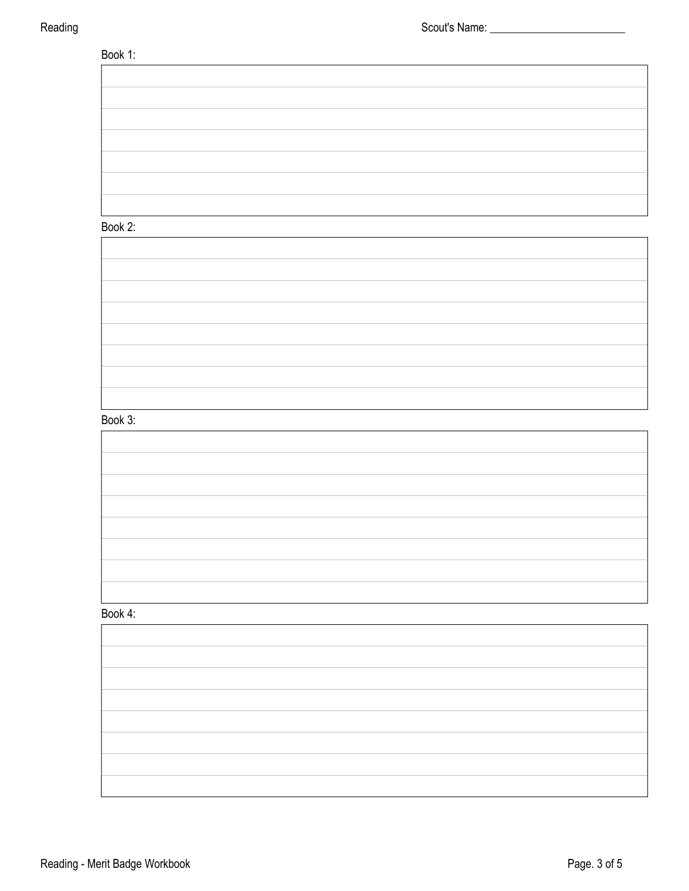Scout's Name: ________________________

Book 1:

| |
|---|
| |
| |
| |
| |
| |
| |

Book 2:

| |
|---|
| |
| |
| |
| |
| |
| |
| |

Book 3:

| |
|---|
| |
| |
| |
| |
| |
| |
| |

Book 4:

| |
|---|
| |
| |
| |
| |
| |
| |
| |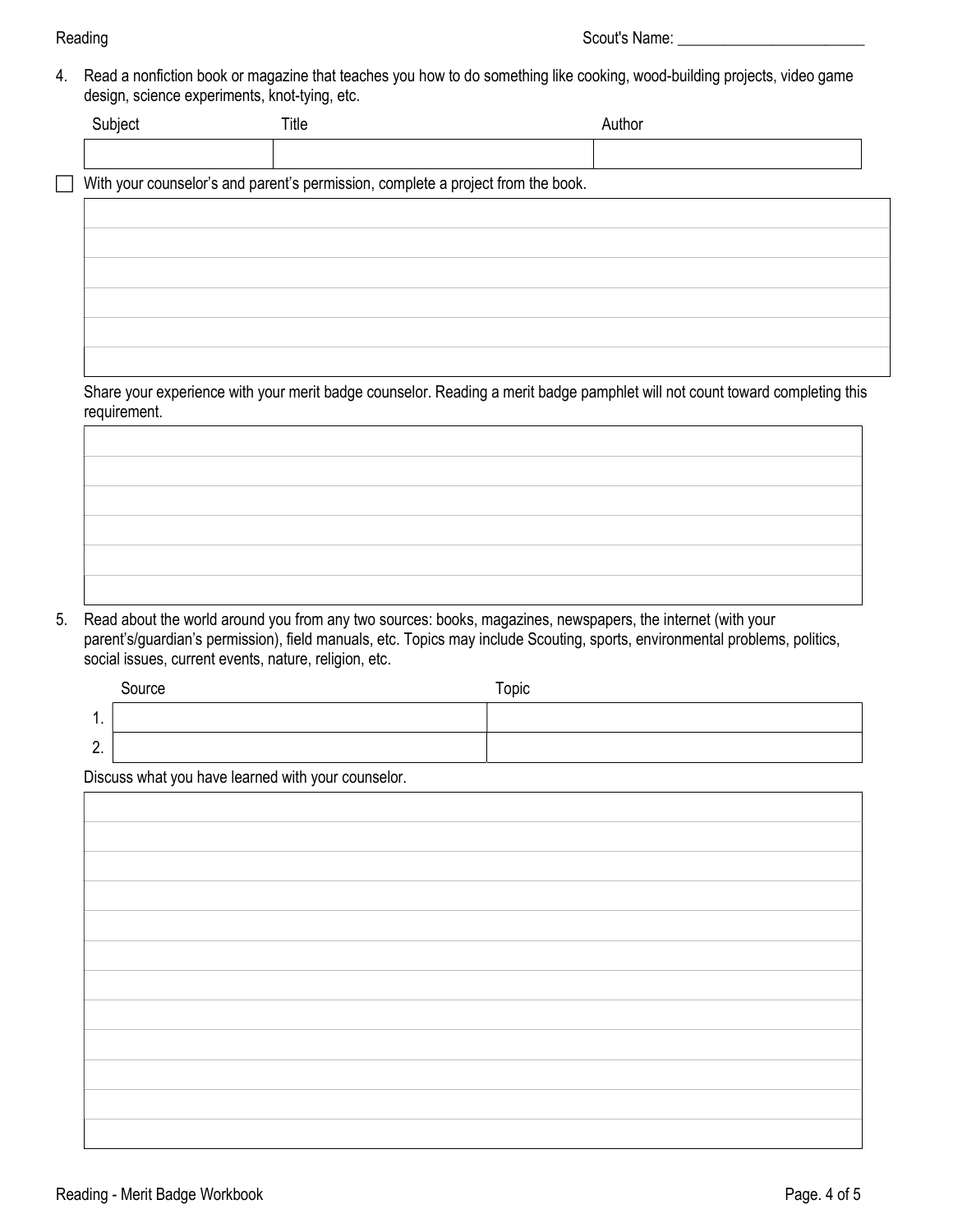Scout's Name: ________________________

4. Read a nonfiction book or magazine that teaches you how to do something like cooking, wood-building projects, video game design, science experiments, knot-tying, etc.

| Subject | Title | Author |
| --- | --- | --- |
| | | |

☐ With your counselor's and parent's permission, complete a project from the book.

Share your experience with your merit badge counselor. Reading a merit badge pamphlet will not count toward completing this requirement.

5. Read about the world around you from any two sources: books, magazines, newspapers, the internet (with your parent's/guardian's permission), field manuals, etc. Topics may include Scouting, sports, environmental problems, politics, social issues, current events, nature, religion, etc.

| | Source | Topic |
| --- | --- | --- |
| 1. | | |
| 2. | | |

Discuss what you have learned with your counselor.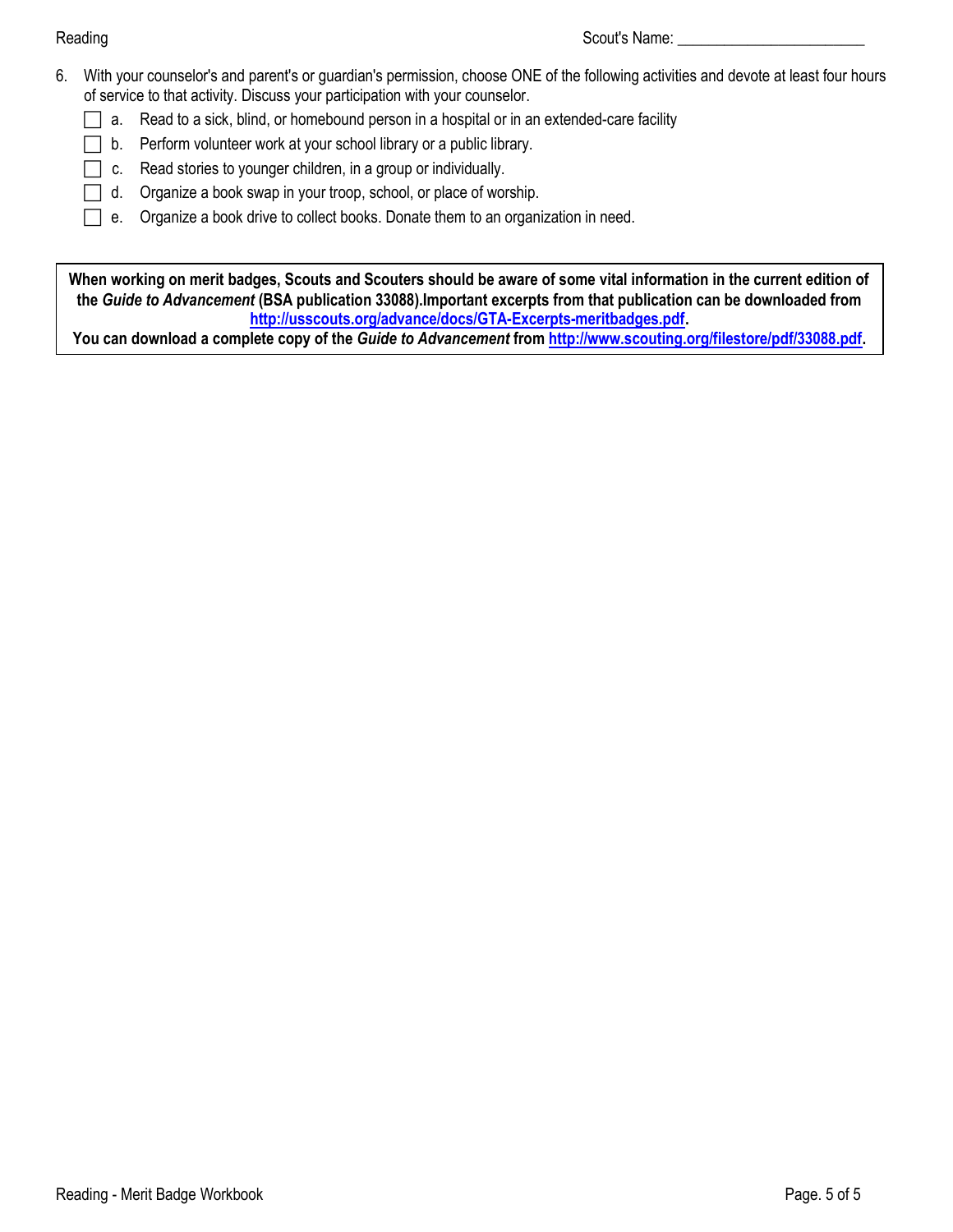6. With your counselor's and parent's or guardian's permission, choose ONE of the following activities and devote at least four hours of service to that activity. Discuss your participation with your counselor.
   - [ ] a. Read to a sick, blind, or homebound person in a hospital or in an extended-care facility
   - [ ] b. Perform volunteer work at your school library or a public library.
   - [ ] c. Read stories to younger children, in a group or individually.
   - [ ] d. Organize a book swap in your troop, school, or place of worship.
   - [ ] e. Organize a book drive to collect books. Donate them to an organization in need.

**When working on merit badges, Scouts and Scouters should be aware of some vital information in the current edition of the *Guide to Advancement* (BSA publication 33088).Important excerpts from that publication can be downloaded from http://usscouts.org/advance/docs/GTA-Excerpts-meritbadges.pdf.**
**You can download a complete copy of the *Guide to Advancement* from http://www.scouting.org/filestore/pdf/33088.pdf.**